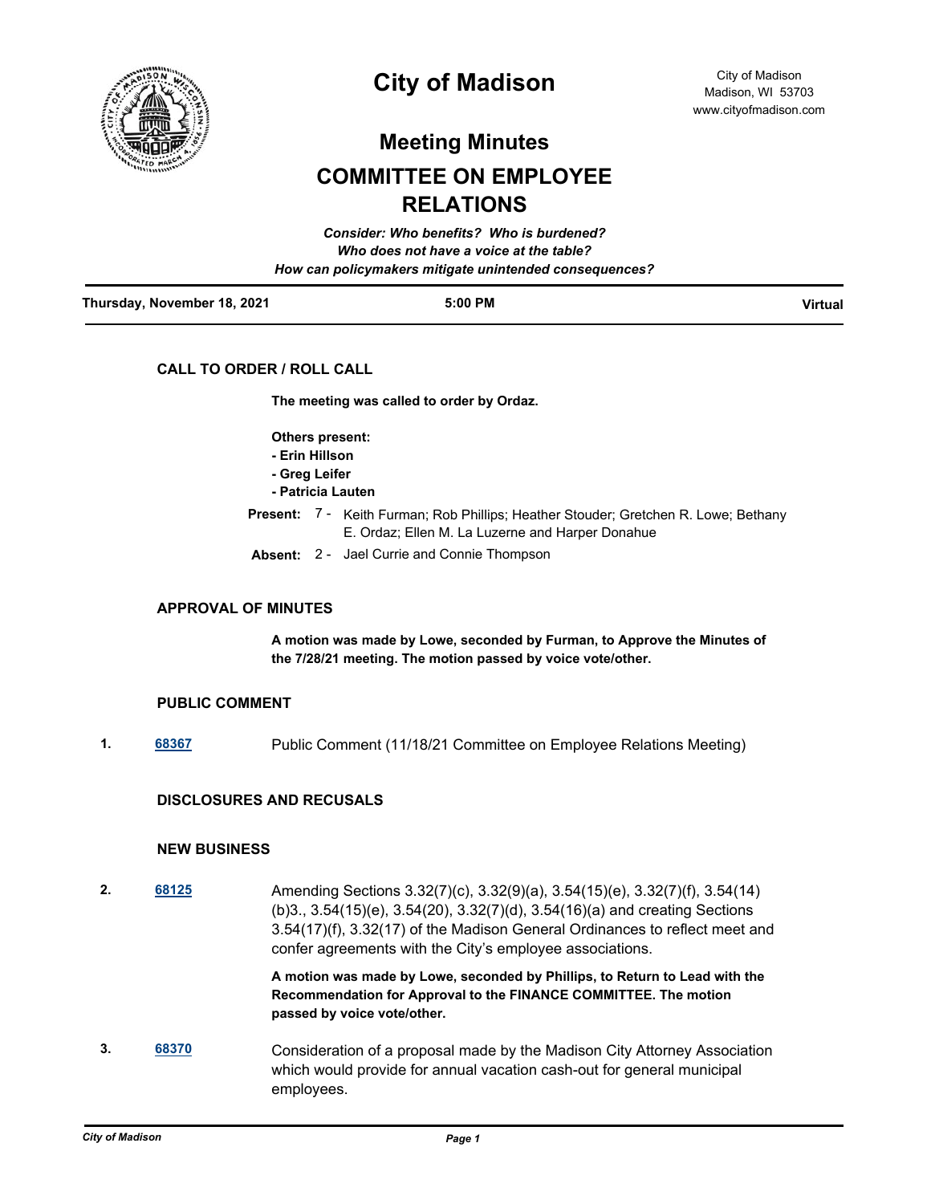# City of Madison

City of Madison
Madison, WI 53703
www.cityofmadison.com

## Meeting Minutes

## COMMITTEE ON EMPLOYEE RELATIONS

***Consider: Who benefits? Who is burdened?***
***Who does not have a voice at the table?***
***How can policymakers mitigate unintended consequences?***

**Thursday, November 18, 2021** | **5:00 PM** | **Virtual**

### CALL TO ORDER / ROLL CALL

**The meeting was called to order by Ordaz.**

**Others present:**
**- Erin Hillson**
**- Greg Leifer**
**- Patricia Lauten**

**Present:** 7 - Keith Furman; Rob Phillips; Heather Stouder; Gretchen R. Lowe; Bethany E. Ordaz; Ellen M. La Luzerne and Harper Donahue

**Absent:** 2 - Jael Currie and Connie Thompson

### APPROVAL OF MINUTES

**A motion was made by Lowe, seconded by Furman, to Approve the Minutes of the 7/28/21 meeting. The motion passed by voice vote/other.**

### PUBLIC COMMENT

1. **68367** Public Comment (11/18/21 Committee on Employee Relations Meeting)

### DISCLOSURES AND RECUSALS

### NEW BUSINESS

2. **68125** Amending Sections 3.32(7)(c), 3.32(9)(a), 3.54(15)(e), 3.32(7)(f), 3.54(14)(b)3., 3.54(15)(e), 3.54(20), 3.32(7)(d), 3.54(16)(a) and creating Sections 3.54(17)(f), 3.32(17) of the Madison General Ordinances to reflect meet and confer agreements with the City's employee associations.

   **A motion was made by Lowe, seconded by Phillips, to Return to Lead with the Recommendation for Approval to the FINANCE COMMITTEE. The motion passed by voice vote/other.**

3. **68370** Consideration of a proposal made by the Madison City Attorney Association which would provide for annual vacation cash-out for general municipal employees.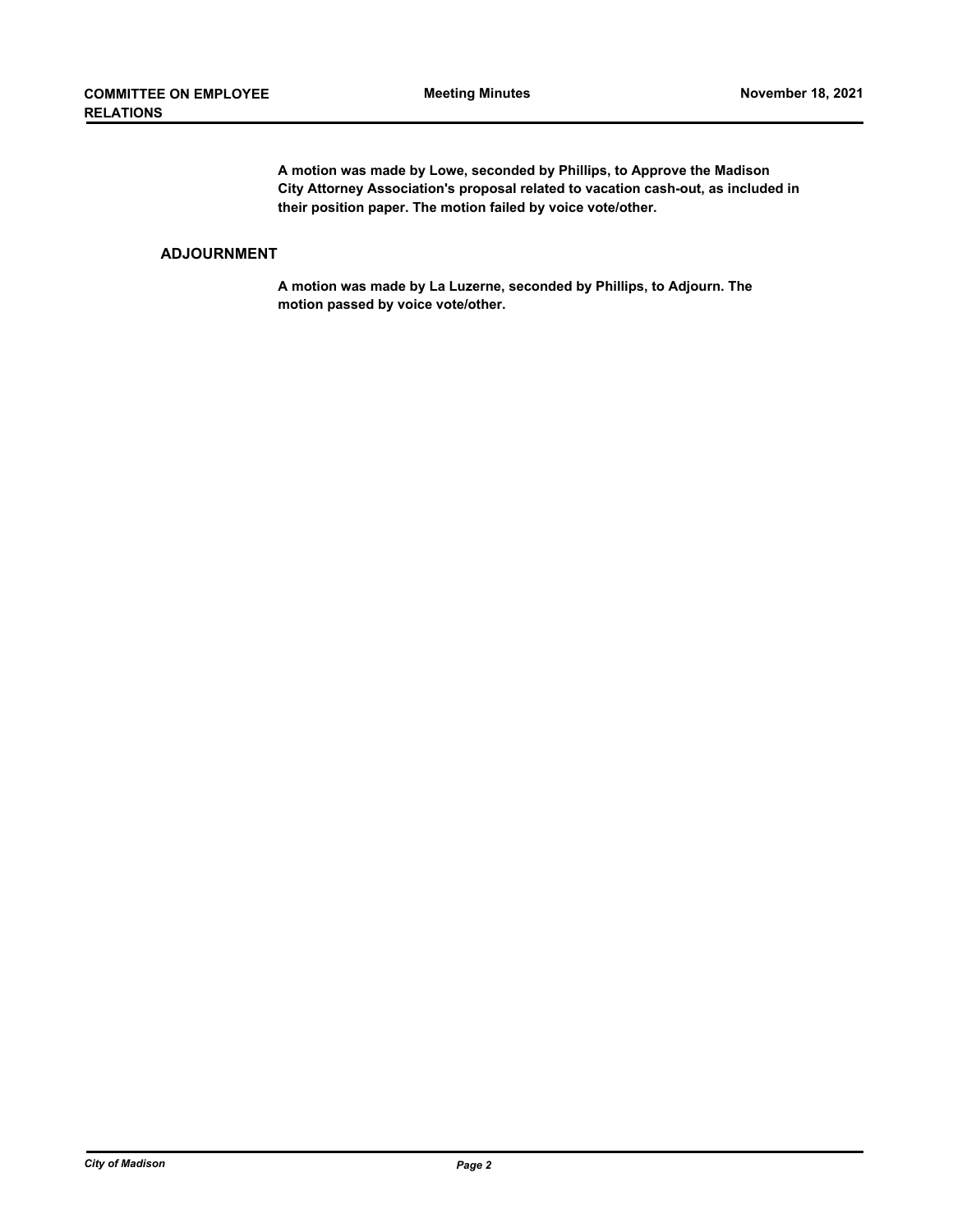**A motion was made by Lowe, seconded by Phillips, to Approve the Madison City Attorney Association's proposal related to vacation cash-out, as included in their position paper. The motion failed by voice vote/other.**

## ADJOURNMENT

**A motion was made by La Luzerne, seconded by Phillips, to Adjourn. The motion passed by voice vote/other.**